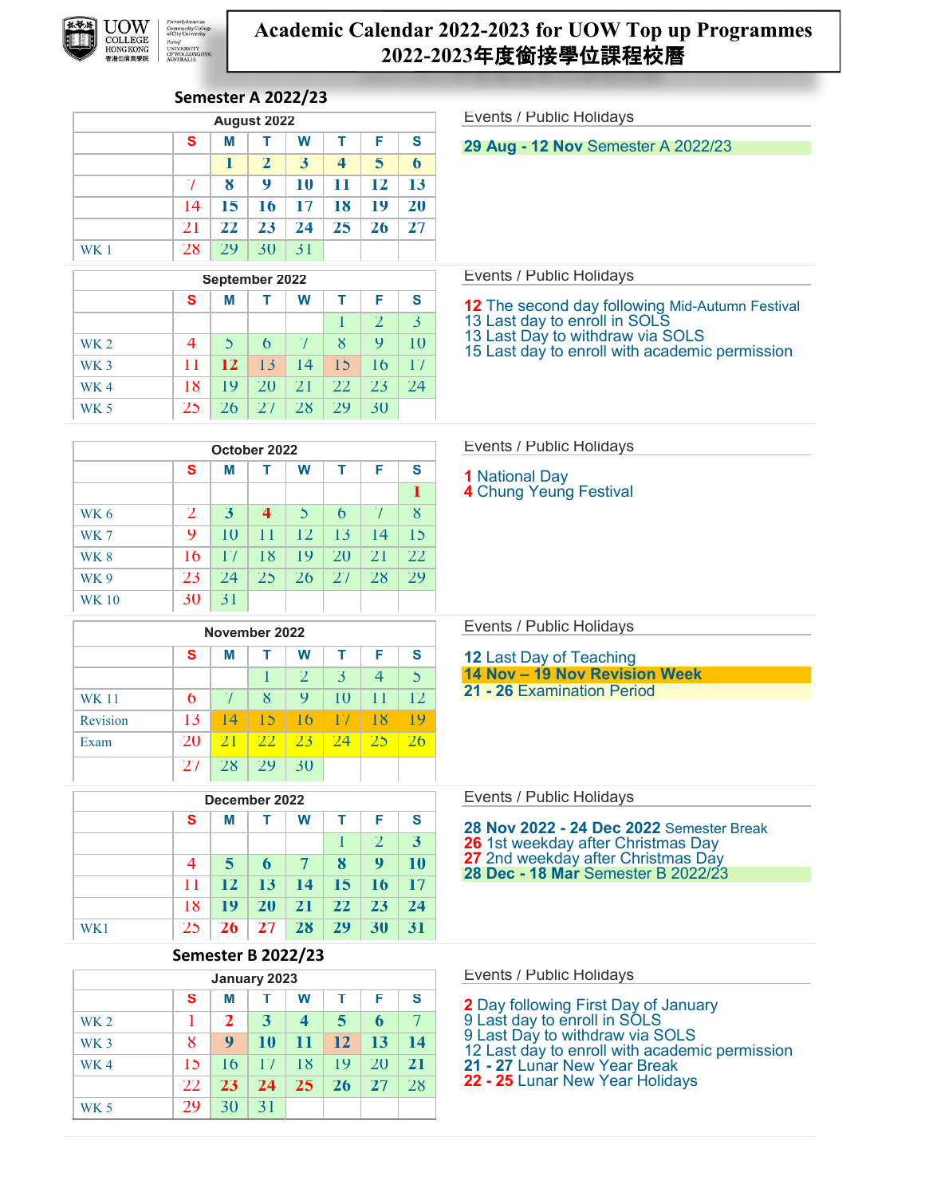UOW COLLEGE HONG KONG 香港伍倫貢學院 Formerly known as Community College of City University Part of UNIVERSITY OF WOLLONGONG AUSTRALIA

# Academic Calendar 2022-2023 for UOW Top up Programmes
# 2022-2023年度銜接學位課程校曆

## Semester A 2022/23

**August 2022**

| | S | M | T | W | T | F | S |
|---|---|---|---|---|---|---|---|
| | | 1 | 2 | 3 | 4 | 5 | 6 |
| | 7 | 8 | 9 | 10 | 11 | 12 | 13 |
| | 14 | 15 | 16 | 17 | 18 | 19 | 20 |
| | 21 | 22 | 23 | 24 | 25 | 26 | 27 |
| WK 1 | 28 | 29 | 30 | 31 | | | |

Events / Public Holidays

**29 Aug - 12 Nov** Semester A 2022/23

**September 2022**

| | S | M | T | W | T | F | S |
|---|---|---|---|---|---|---|---|
| | | | | | 1 | 2 | 3 |
| WK 2 | 4 | 5 | 6 | 7 | 8 | 9 | 10 |
| WK 3 | 11 | 12 | 13 | 14 | 15 | 16 | 17 |
| WK 4 | 18 | 19 | 20 | 21 | 22 | 23 | 24 |
| WK 5 | 25 | 26 | 27 | 28 | 29 | 30 | |

Events / Public Holidays

**12** The second day following Mid-Autumn Festival
13 Last day to enroll in SOLS
13 Last Day to withdraw via SOLS
15 Last day to enroll with academic permission

**October 2022**

| | S | M | T | W | T | F | S |
|---|---|---|---|---|---|---|---|
| | | | | | | | 1 |
| WK 6 | 2 | 3 | 4 | 5 | 6 | 7 | 8 |
| WK 7 | 9 | 10 | 11 | 12 | 13 | 14 | 15 |
| WK 8 | 16 | 17 | 18 | 19 | 20 | 21 | 22 |
| WK 9 | 23 | 24 | 25 | 26 | 27 | 28 | 29 |
| WK 10 | 30 | 31 | | | | | |

Events / Public Holidays

**1** National Day
**4** Chung Yeung Festival

**November 2022**

| | S | M | T | W | T | F | S |
|---|---|---|---|---|---|---|---|
| | | | 1 | 2 | 3 | 4 | 5 |
| WK 11 | 6 | 7 | 8 | 9 | 10 | 11 | 12 |
| Revision | 13 | 14 | 15 | 16 | 17 | 18 | 19 |
| Exam | 20 | 21 | 22 | 23 | 24 | 25 | 26 |
| | 27 | 28 | 29 | 30 | | | |

Events / Public Holidays

**12** Last Day of Teaching
**14 Nov – 19 Nov Revision Week**
**21 - 26** Examination Period

**December 2022**

| | S | M | T | W | T | F | S |
|---|---|---|---|---|---|---|---|
| | | | | | 1 | 2 | 3 |
| | 4 | 5 | 6 | 7 | 8 | 9 | 10 |
| | 11 | 12 | 13 | 14 | 15 | 16 | 17 |
| | 18 | 19 | 20 | 21 | 22 | 23 | 24 |
| WK1 | 25 | 26 | 27 | 28 | 29 | 30 | 31 |

Events / Public Holidays

**28 Nov 2022 - 24 Dec 2022** Semester Break
**26** 1st weekday after Christmas Day
**27** 2nd weekday after Christmas Day
**28 Dec - 18 Mar** Semester B 2022/23

## Semester B 2022/23

**January 2023**

| | S | M | T | W | T | F | S |
|---|---|---|---|---|---|---|---|
| WK 2 | 1 | 2 | 3 | 4 | 5 | 6 | 7 |
| WK 3 | 8 | 9 | 10 | 11 | 12 | 13 | 14 |
| WK 4 | 15 | 16 | 17 | 18 | 19 | 20 | 21 |
| | 22 | 23 | 24 | 25 | 26 | 27 | 28 |
| WK 5 | 29 | 30 | 31 | | | | |

Events / Public Holidays

**2** Day following First Day of January
9 Last day to enroll in SOLS
9 Last Day to withdraw via SOLS
12 Last day to enroll with academic permission
**21 - 27** Lunar New Year Break
**22 - 25** Lunar New Year Holidays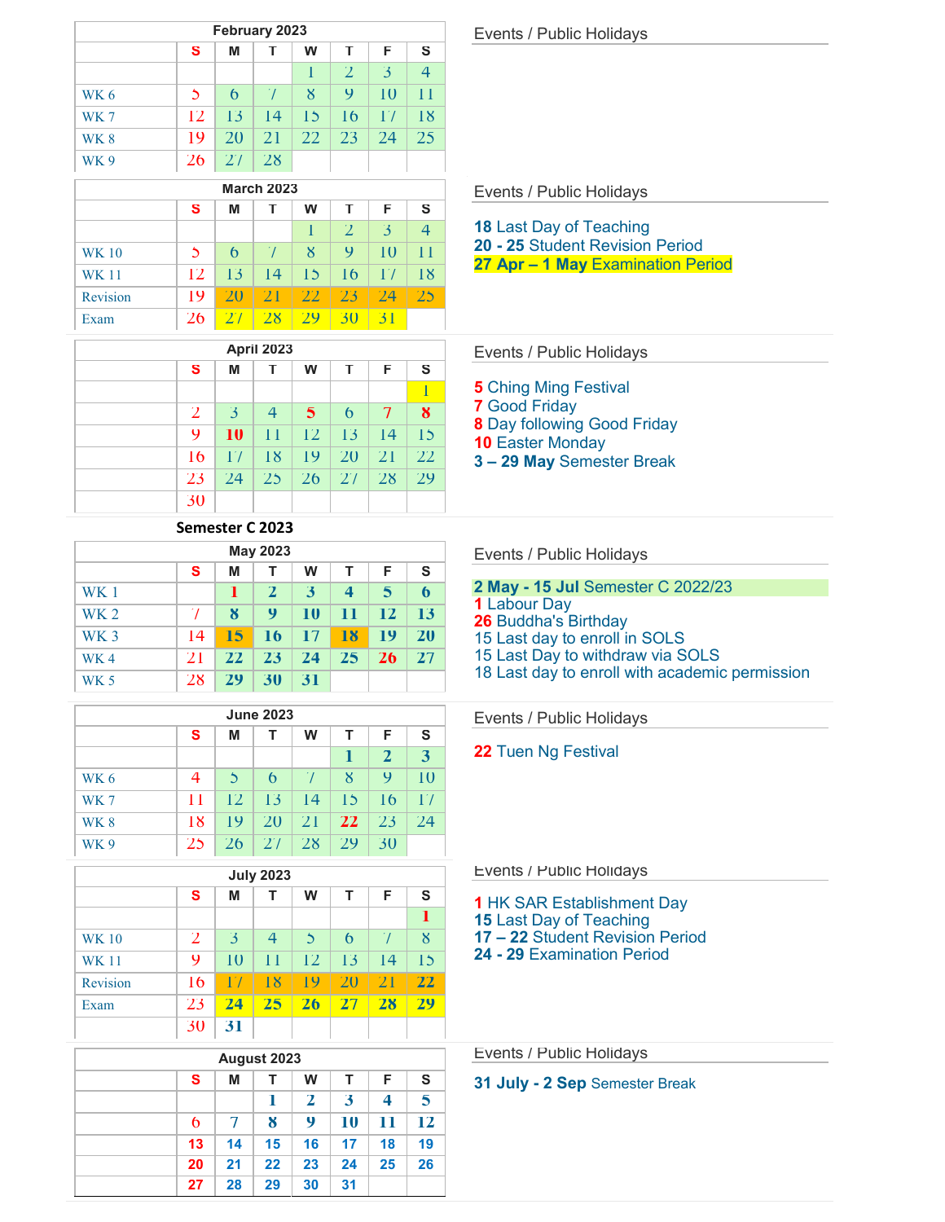### February 2023

| | S | M | T | W | T | F | S |
|---|---|---|---|---|---|---|---|
| | | | | 1 | 2 | 3 | 4 |
| WK 6 | 5 | 6 | 7 | 8 | 9 | 10 | 11 |
| WK 7 | 12 | 13 | 14 | 15 | 16 | 17 | 18 |
| WK 8 | 19 | 20 | 21 | 22 | 23 | 24 | 25 |
| WK 9 | 26 | 27 | 28 | | | | |

Events / Public Holidays

### March 2023

| | S | M | T | W | T | F | S |
|---|---|---|---|---|---|---|---|
| | | | | 1 | 2 | 3 | 4 |
| WK 10 | 5 | 6 | 7 | 8 | 9 | 10 | 11 |
| WK 11 | 12 | 13 | 14 | 15 | 16 | 17 | 18 |
| Revision | 19 | 20 | 21 | 22 | 23 | 24 | 25 |
| Exam | 26 | 27 | 28 | 29 | 30 | 31 | |

Events / Public Holidays

**18** Last Day of Teaching
**20 - 25** Student Revision Period
**27 Apr – 1 May** Examination Period

### April 2023

| | S | M | T | W | T | F | S |
|---|---|---|---|---|---|---|---|
| | | | | | | | 1 |
| | 2 | 3 | 4 | 5 | 6 | 7 | 8 |
| | 9 | 10 | 11 | 12 | 13 | 14 | 15 |
| | 16 | 17 | 18 | 19 | 20 | 21 | 22 |
| | 23 | 24 | 25 | 26 | 27 | 28 | 29 |
| | 30 | | | | | | |

Events / Public Holidays

**5** Ching Ming Festival
**7** Good Friday
**8** Day following Good Friday
**10** Easter Monday
**3 – 29 May** Semester Break

## Semester C 2023

### May 2023

| | S | M | T | W | T | F | S |
|---|---|---|---|---|---|---|---|
| WK 1 | | 1 | 2 | 3 | 4 | 5 | 6 |
| WK 2 | 7 | 8 | 9 | 10 | 11 | 12 | 13 |
| WK 3 | 14 | 15 | 16 | 17 | 18 | 19 | 20 |
| WK 4 | 21 | 22 | 23 | 24 | 25 | 26 | 27 |
| WK 5 | 28 | 29 | 30 | 31 | | | |

Events / Public Holidays

**2 May - 15 Jul** Semester C 2022/23
**1** Labour Day
**26** Buddha's Birthday
15 Last day to enroll in SOLS
15 Last Day to withdraw via SOLS
18 Last day to enroll with academic permission

### June 2023

| | S | M | T | W | T | F | S |
|---|---|---|---|---|---|---|---|
| | | | | | 1 | 2 | 3 |
| WK 6 | 4 | 5 | 6 | 7 | 8 | 9 | 10 |
| WK 7 | 11 | 12 | 13 | 14 | 15 | 16 | 17 |
| WK 8 | 18 | 19 | 20 | 21 | 22 | 23 | 24 |
| WK 9 | 25 | 26 | 27 | 28 | 29 | 30 | |

Events / Public Holidays

**22** Tuen Ng Festival

### July 2023

| | S | M | T | W | T | F | S |
|---|---|---|---|---|---|---|---|
| | | | | | | | 1 |
| WK 10 | 2 | 3 | 4 | 5 | 6 | 7 | 8 |
| WK 11 | 9 | 10 | 11 | 12 | 13 | 14 | 15 |
| Revision | 16 | 17 | 18 | 19 | 20 | 21 | 22 |
| Exam | 23 | 24 | 25 | 26 | 27 | 28 | 29 |
| | 30 | 31 | | | | | |

Events / Public Holidays

**1** HK SAR Establishment Day
**15** Last Day of Teaching
**17 – 22** Student Revision Period
**24 - 29** Examination Period

### August 2023

| | S | M | T | W | T | F | S |
|---|---|---|---|---|---|---|---|
| | | | 1 | 2 | 3 | 4 | 5 |
| | 6 | 7 | 8 | 9 | 10 | 11 | 12 |
| | 13 | 14 | 15 | 16 | 17 | 18 | 19 |
| | 20 | 21 | 22 | 23 | 24 | 25 | 26 |
| | 27 | 28 | 29 | 30 | 31 | | |

Events / Public Holidays

**31 July - 2 Sep** Semester Break